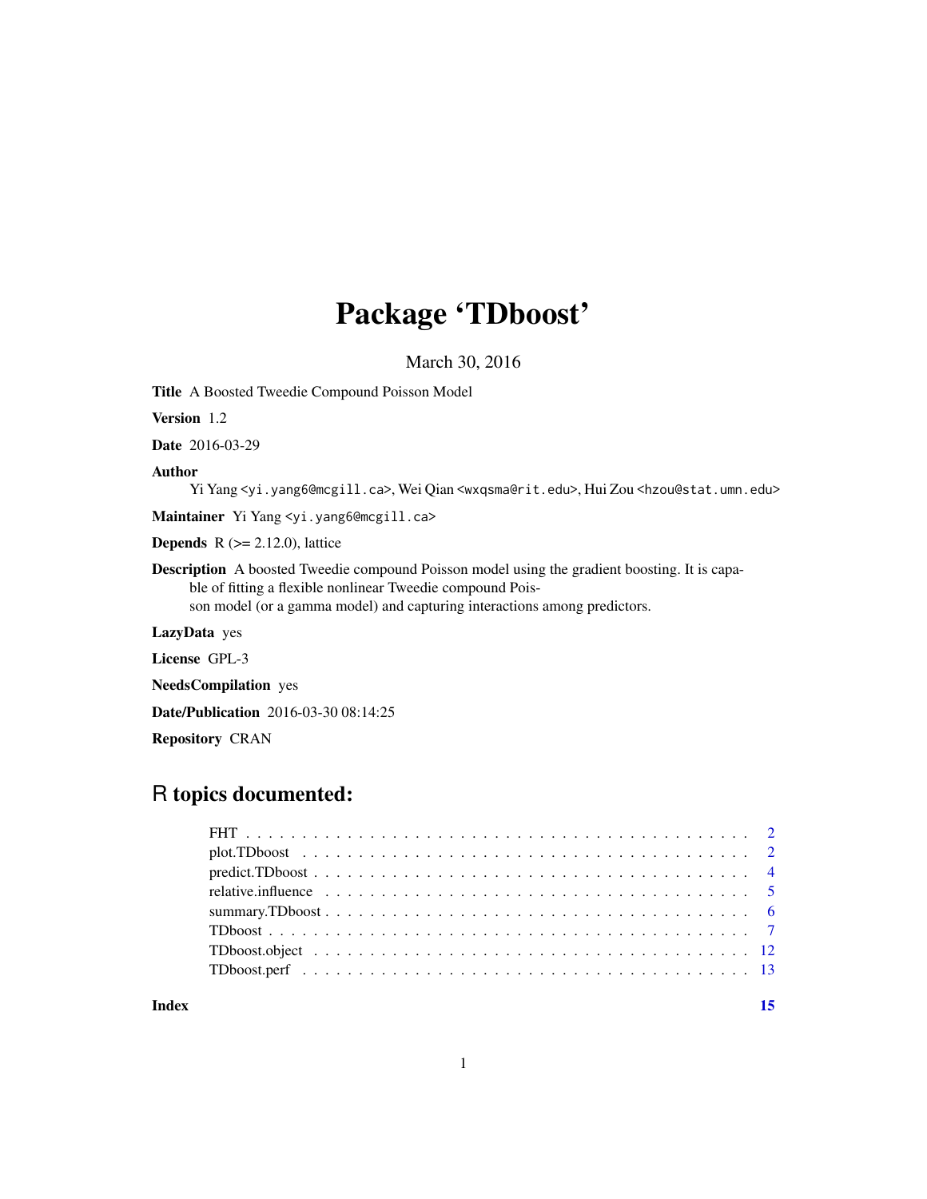# Package 'TDboost'

March 30, 2016

**Title** A Boosted Tweedie Compound Poisson Model

**Version** 1.2

**Date** 2016-03-29

**Author** Yi Yang <yi.yang6@mcgill.ca>, Wei Qian <wxqsma@rit.edu>, Hui Zou <hzou@stat.umn.edu>

**Maintainer** Yi Yang <yi.yang6@mcgill.ca>

**Depends** R (>= 2.12.0), lattice

**Description** A boosted Tweedie compound Poisson model using the gradient boosting. It is capable of fitting a flexible nonlinear Tweedie compound Poisson model (or a gamma model) and capturing interactions among predictors.

**LazyData** yes

**License** GPL-3

**NeedsCompilation** yes

**Date/Publication** 2016-03-30 08:14:25

**Repository** CRAN

## R topics documented:

- FHT . . . 2
- plot.TDboost . . . 2
- predict.TDboost . . . 4
- relative.influence . . . 5
- summary.TDboost . . . 6
- TDboost . . . 7
- TDboost.object . . . 12
- TDboost.perf . . . 13

**Index** 15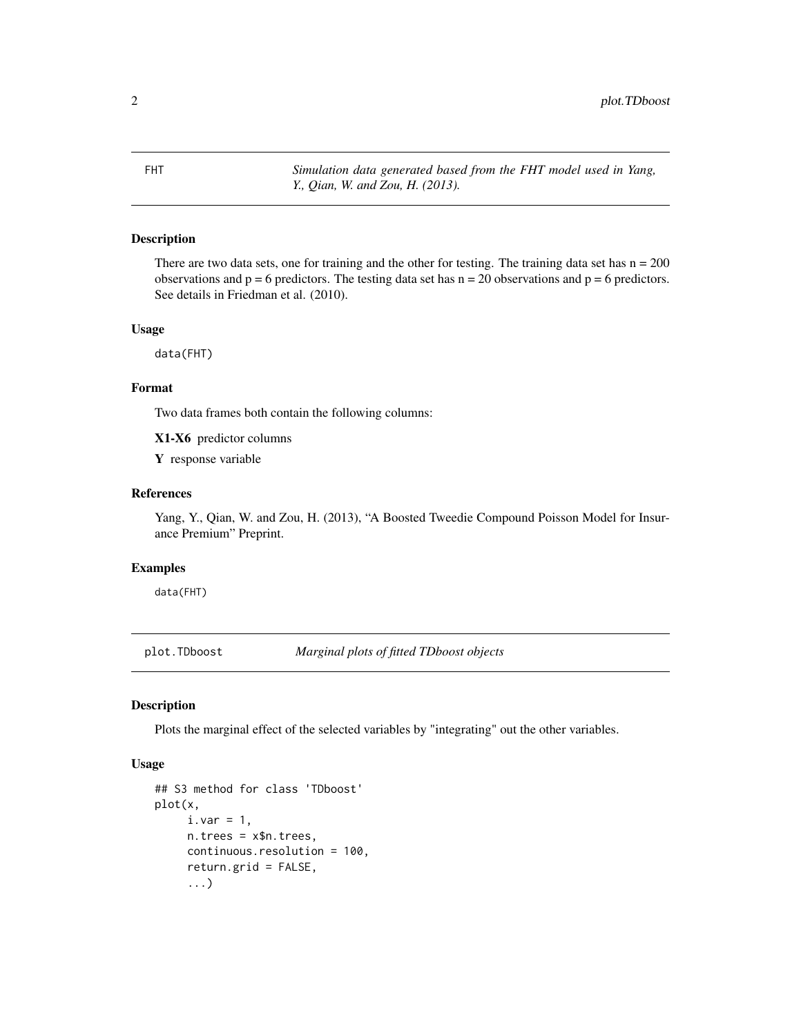## FHT — *Simulation data generated based from the FHT model used in Yang, Y., Qian, W. and Zou, H. (2013).*

### Description

There are two data sets, one for training and the other for testing. The training data set has n = 200 observations and p = 6 predictors. The testing data set has n = 20 observations and p = 6 predictors. See details in Friedman et al. (2010).

### Usage

```
data(FHT)
```

### Format

Two data frames both contain the following columns:

**X1-X6** predictor columns

**Y** response variable

### References

Yang, Y., Qian, W. and Zou, H. (2013), "A Boosted Tweedie Compound Poisson Model for Insurance Premium" Preprint.

### Examples

```
data(FHT)
```

## plot.TDboost — *Marginal plots of fitted TDboost objects*

### Description

Plots the marginal effect of the selected variables by "integrating" out the other variables.

### Usage

```
## S3 method for class 'TDboost'
plot(x,
     i.var = 1,
     n.trees = x$n.trees,
     continuous.resolution = 100,
     return.grid = FALSE,
     ...)
```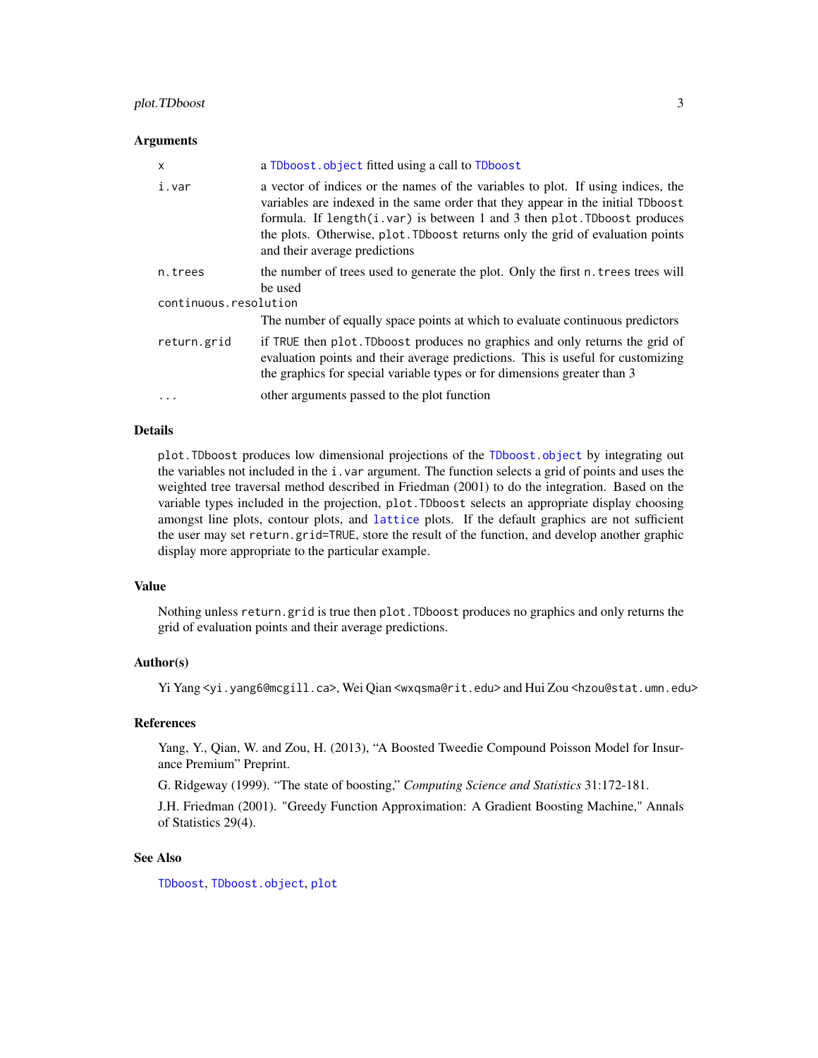## Arguments

| | |
|---|---|
| `x` | a `TDboost.object` fitted using a call to `TDboost` |
| `i.var` | a vector of indices or the names of the variables to plot. If using indices, the variables are indexed in the same order that they appear in the initial `TDboost` formula. If `length(i.var)` is between 1 and 3 then `plot.TDboost` produces the plots. Otherwise, `plot.TDboost` returns only the grid of evaluation points and their average predictions |
| `n.trees` | the number of trees used to generate the plot. Only the first `n.trees` trees will be used |
| `continuous.resolution` | The number of equally space points at which to evaluate continuous predictors |
| `return.grid` | if `TRUE` then `plot.TDboost` produces no graphics and only returns the grid of evaluation points and their average predictions. This is useful for customizing the graphics for special variable types or for dimensions greater than 3 |
| `...` | other arguments passed to the plot function |

## Details

`plot.TDboost` produces low dimensional projections of the `TDboost.object` by integrating out the variables not included in the `i.var` argument. The function selects a grid of points and uses the weighted tree traversal method described in Friedman (2001) to do the integration. Based on the variable types included in the projection, `plot.TDboost` selects an appropriate display choosing amongst line plots, contour plots, and `lattice` plots. If the default graphics are not sufficient the user may set `return.grid=TRUE`, store the result of the function, and develop another graphic display more appropriate to the particular example.

## Value

Nothing unless `return.grid` is true then `plot.TDboost` produces no graphics and only returns the grid of evaluation points and their average predictions.

## Author(s)

Yi Yang <yi.yang6@mcgill.ca>, Wei Qian <wxqsma@rit.edu> and Hui Zou <hzou@stat.umn.edu>

## References

Yang, Y., Qian, W. and Zou, H. (2013), "A Boosted Tweedie Compound Poisson Model for Insurance Premium" Preprint.

G. Ridgeway (1999). "The state of boosting," *Computing Science and Statistics* 31:172-181.

J.H. Friedman (2001). "Greedy Function Approximation: A Gradient Boosting Machine," Annals of Statistics 29(4).

## See Also

`TDboost`, `TDboost.object`, `plot`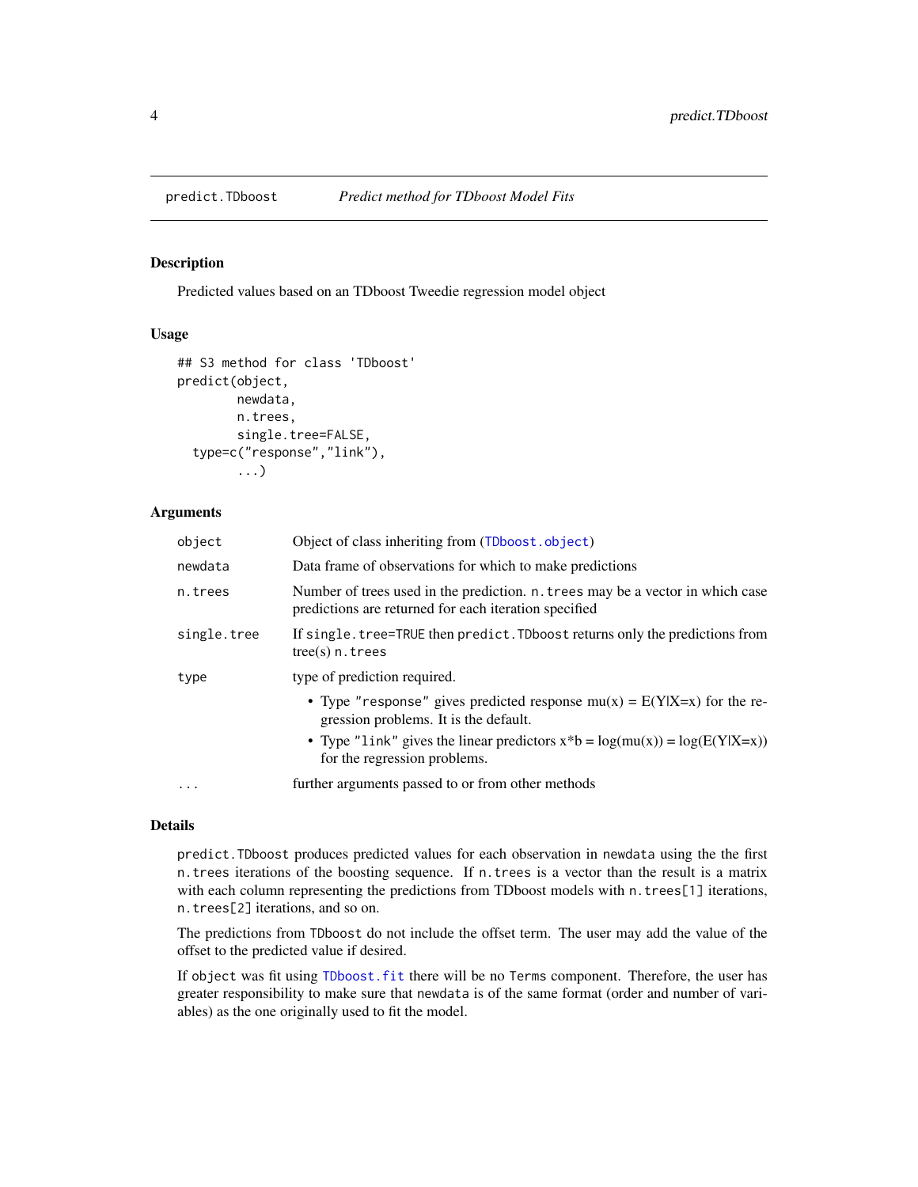predict.TDboost *Predict method for TDboost Model Fits*

## Description

Predicted values based on an TDboost Tweedie regression model object

## Usage

```
## S3 method for class 'TDboost'
predict(object,
        newdata,
        n.trees,
        single.tree=FALSE,
  type=c("response","link"),
        ...)
```

## Arguments

| | |
|---|---|
| `object` | Object of class inheriting from (`TDboost.object`) |
| `newdata` | Data frame of observations for which to make predictions |
| `n.trees` | Number of trees used in the prediction. `n.trees` may be a vector in which case predictions are returned for each iteration specified |
| `single.tree` | If `single.tree=TRUE` then `predict.TDboost` returns only the predictions from tree(s) `n.trees` |
| `type` | type of prediction required.<br>• Type `"response"` gives predicted response mu(x) = E(Y\|X=x) for the regression problems. It is the default.<br>• Type `"link"` gives the linear predictors x*b = log(mu(x)) = log(E(Y\|X=x)) for the regression problems. |
| `...` | further arguments passed to or from other methods |

## Details

`predict.TDboost` produces predicted values for each observation in `newdata` using the the first `n.trees` iterations of the boosting sequence. If `n.trees` is a vector than the result is a matrix with each column representing the predictions from TDboost models with `n.trees[1]` iterations, `n.trees[2]` iterations, and so on.

The predictions from `TDboost` do not include the offset term. The user may add the value of the offset to the predicted value if desired.

If `object` was fit using `TDboost.fit` there will be no `Terms` component. Therefore, the user has greater responsibility to make sure that `newdata` is of the same format (order and number of variables) as the one originally used to fit the model.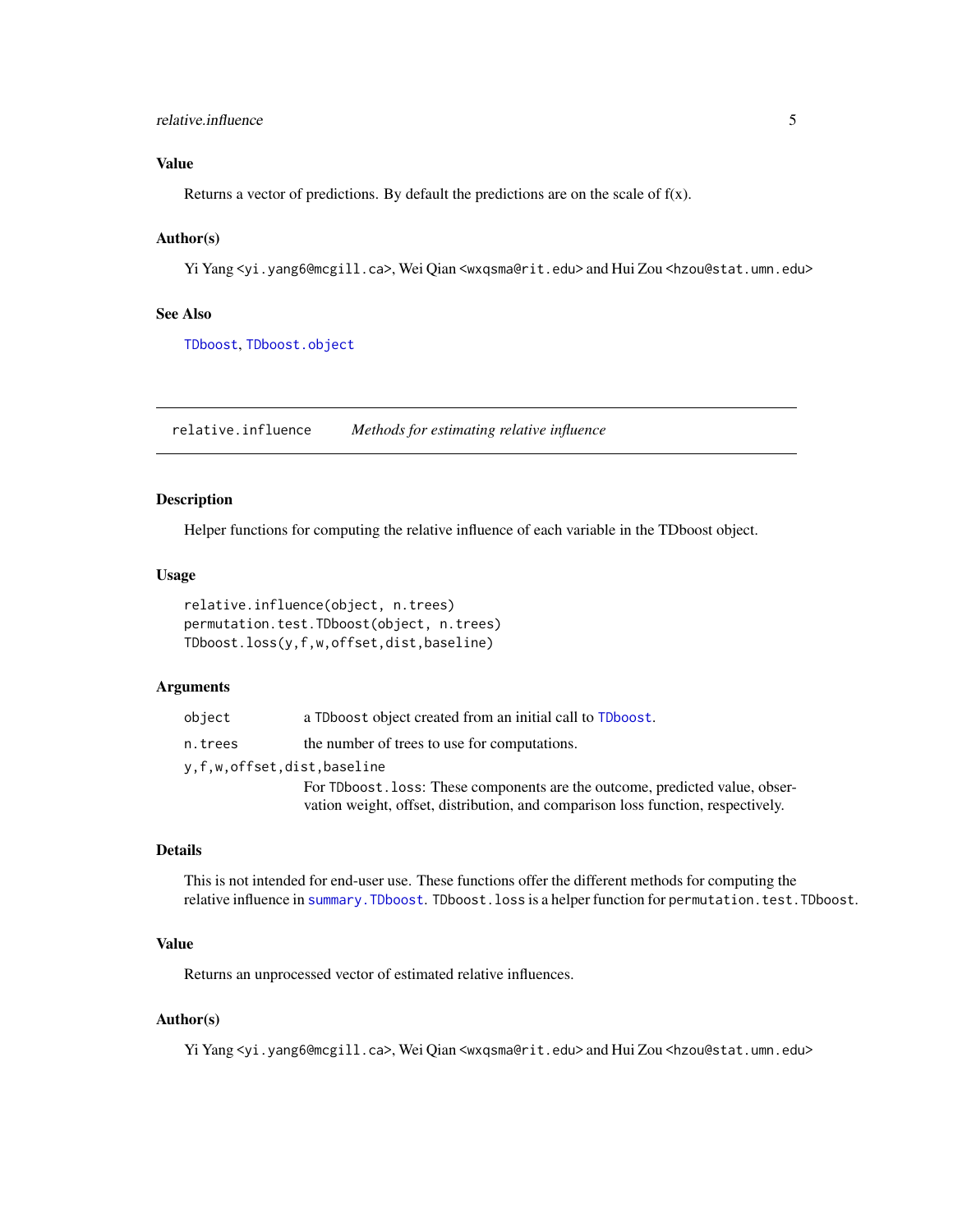### Value

Returns a vector of predictions. By default the predictions are on the scale of f(x).

### Author(s)

Yi Yang <yi.yang6@mcgill.ca>, Wei Qian <wxqsma@rit.edu> and Hui Zou <hzou@stat.umn.edu>

### See Also

TDboost, TDboost.object

---

## relative.influence *Methods for estimating relative influence*

---

### Description

Helper functions for computing the relative influence of each variable in the TDboost object.

### Usage

```
relative.influence(object, n.trees)
permutation.test.TDboost(object, n.trees)
TDboost.loss(y,f,w,offset,dist,baseline)
```

### Arguments

| | |
|---|---|
| `object` | a TDboost object created from an initial call to TDboost. |
| `n.trees` | the number of trees to use for computations. |
| `y,f,w,offset,dist,baseline` | For TDboost.loss: These components are the outcome, predicted value, observation weight, offset, distribution, and comparison loss function, respectively. |

### Details

This is not intended for end-user use. These functions offer the different methods for computing the relative influence in summary.TDboost. TDboost.loss is a helper function for permutation.test.TDboost.

### Value

Returns an unprocessed vector of estimated relative influences.

### Author(s)

Yi Yang <yi.yang6@mcgill.ca>, Wei Qian <wxqsma@rit.edu> and Hui Zou <hzou@stat.umn.edu>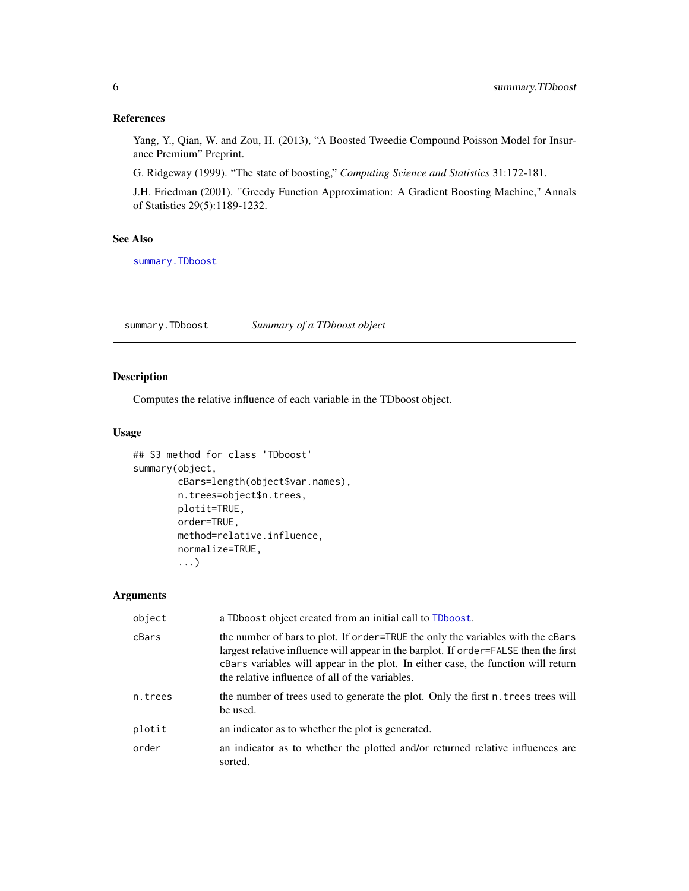### References

Yang, Y., Qian, W. and Zou, H. (2013), "A Boosted Tweedie Compound Poisson Model for Insurance Premium" Preprint.

G. Ridgeway (1999). "The state of boosting," *Computing Science and Statistics* 31:172-181.

J.H. Friedman (2001). "Greedy Function Approximation: A Gradient Boosting Machine," Annals of Statistics 29(5):1189-1232.

### See Also

summary.TDboost

---

## summary.TDboost — *Summary of a TDboost object*

### Description

Computes the relative influence of each variable in the TDboost object.

### Usage

```
## S3 method for class 'TDboost'
summary(object,
        cBars=length(object$var.names),
        n.trees=object$n.trees,
        plotit=TRUE,
        order=TRUE,
        method=relative.influence,
        normalize=TRUE,
        ...)
```

### Arguments

| | |
|---|---|
| object | a TDboost object created from an initial call to TDboost. |
| cBars | the number of bars to plot. If order=TRUE the only the variables with the cBars largest relative influence will appear in the barplot. If order=FALSE then the first cBars variables will appear in the plot. In either case, the function will return the relative influence of all of the variables. |
| n.trees | the number of trees used to generate the plot. Only the first n.trees trees will be used. |
| plotit | an indicator as to whether the plot is generated. |
| order | an indicator as to whether the plotted and/or returned relative influences are sorted. |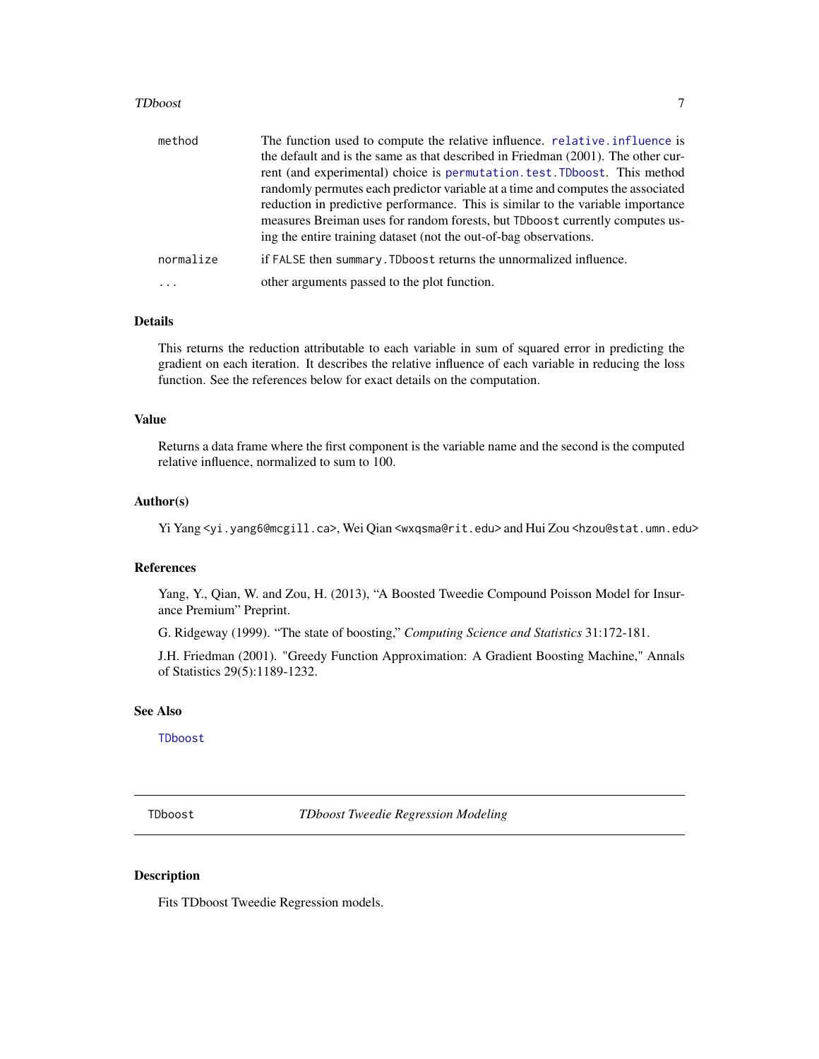| | |
|---|---|
| method | The function used to compute the relative influence. relative.influence is the default and is the same as that described in Friedman (2001). The other current (and experimental) choice is permutation.test.TDboost. This method randomly permutes each predictor variable at a time and computes the associated reduction in predictive performance. This is similar to the variable importance measures Breiman uses for random forests, but TDboost currently computes using the entire training dataset (not the out-of-bag observations. |
| normalize | if FALSE then summary.TDboost returns the unnormalized influence. |
| ... | other arguments passed to the plot function. |

### Details

This returns the reduction attributable to each variable in sum of squared error in predicting the gradient on each iteration. It describes the relative influence of each variable in reducing the loss function. See the references below for exact details on the computation.

### Value

Returns a data frame where the first component is the variable name and the second is the computed relative influence, normalized to sum to 100.

### Author(s)

Yi Yang <yi.yang6@mcgill.ca>, Wei Qian <wxqsma@rit.edu> and Hui Zou <hzou@stat.umn.edu>

### References

Yang, Y., Qian, W. and Zou, H. (2013), "A Boosted Tweedie Compound Poisson Model for Insurance Premium" Preprint.

G. Ridgeway (1999). "The state of boosting," *Computing Science and Statistics* 31:172-181.

J.H. Friedman (2001). "Greedy Function Approximation: A Gradient Boosting Machine," Annals of Statistics 29(5):1189-1232.

### See Also

TDboost

---

## TDboost — *TDboost Tweedie Regression Modeling*

---

### Description

Fits TDboost Tweedie Regression models.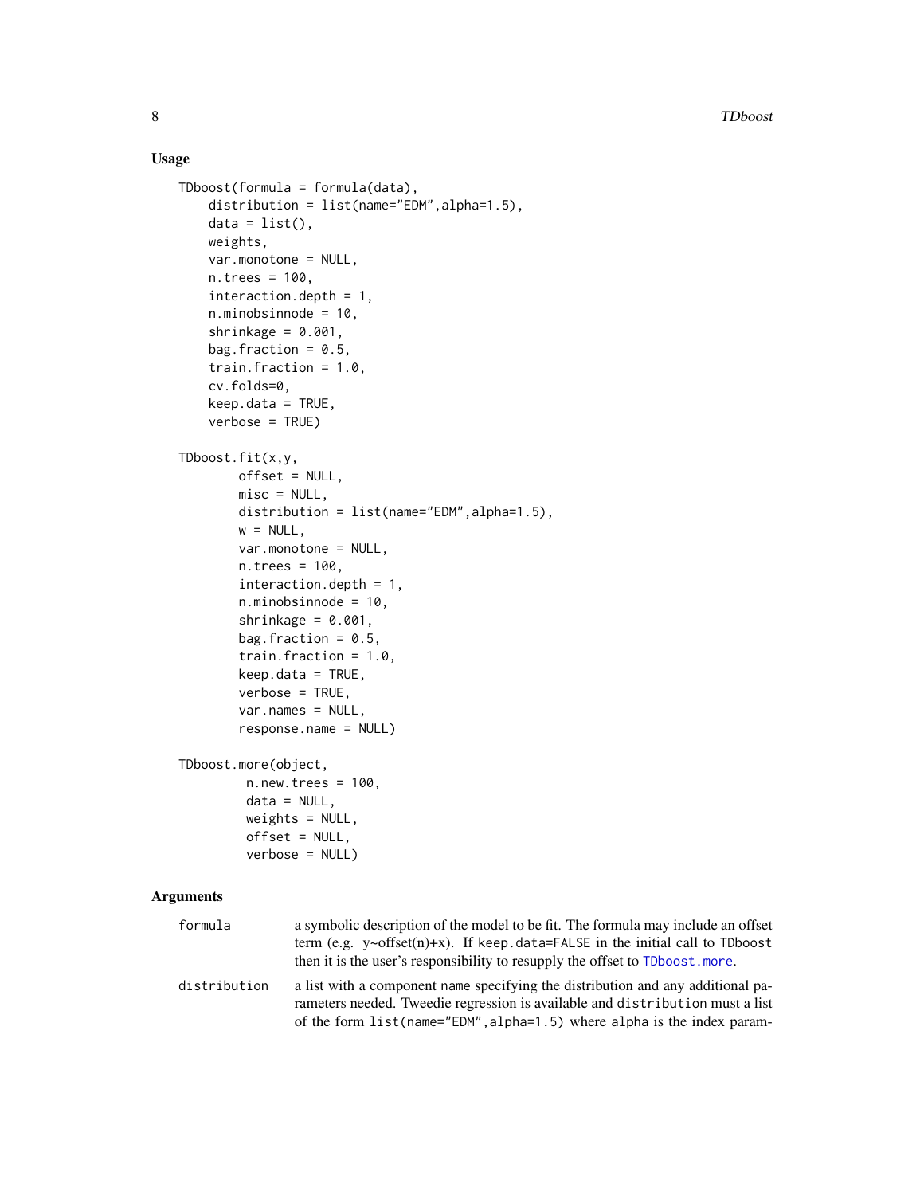## Usage

```
TDboost(formula = formula(data),
    distribution = list(name="EDM",alpha=1.5),
    data = list(),
    weights,
    var.monotone = NULL,
    n.trees = 100,
    interaction.depth = 1,
    n.minobsinnode = 10,
    shrinkage = 0.001,
    bag.fraction = 0.5,
    train.fraction = 1.0,
    cv.folds=0,
    keep.data = TRUE,
    verbose = TRUE)

TDboost.fit(x,y,
        offset = NULL,
        misc = NULL,
        distribution = list(name="EDM",alpha=1.5),
        w = NULL,
        var.monotone = NULL,
        n.trees = 100,
        interaction.depth = 1,
        n.minobsinnode = 10,
        shrinkage = 0.001,
        bag.fraction = 0.5,
        train.fraction = 1.0,
        keep.data = TRUE,
        verbose = TRUE,
        var.names = NULL,
        response.name = NULL)

TDboost.more(object,
         n.new.trees = 100,
         data = NULL,
         weights = NULL,
         offset = NULL,
         verbose = NULL)
```

## Arguments

formula
: a symbolic description of the model to be fit. The formula may include an offset term (e.g. y~offset(n)+x). If `keep.data=FALSE` in the initial call to `TDboost` then it is the user's responsibility to resupply the offset to `TDboost.more`.

distribution
: a list with a component `name` specifying the distribution and any additional parameters needed. Tweedie regression is available and `distribution` must a list of the form `list(name="EDM",alpha=1.5)` where `alpha` is the index param-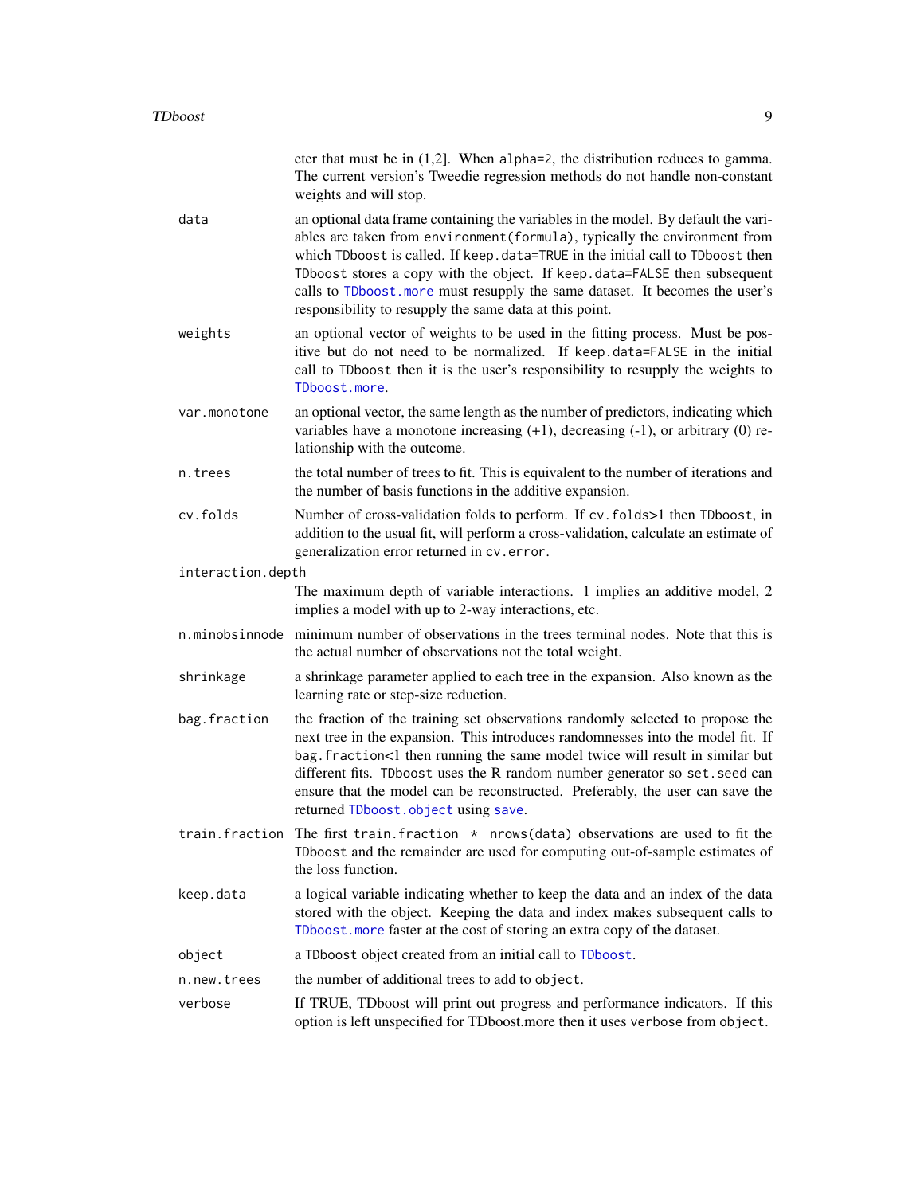eter that must be in (1,2]. When `alpha=2`, the distribution reduces to gamma. The current version's Tweedie regression methods do not handle non-constant weights and will stop.

**data**
: an optional data frame containing the variables in the model. By default the variables are taken from `environment(formula)`, typically the environment from which `TDboost` is called. If `keep.data=TRUE` in the initial call to `TDboost` then `TDboost` stores a copy with the object. If `keep.data=FALSE` then subsequent calls to `TDboost.more` must resupply the same dataset. It becomes the user's responsibility to resupply the same data at this point.

**weights**
: an optional vector of weights to be used in the fitting process. Must be positive but do not need to be normalized. If `keep.data=FALSE` in the initial call to `TDboost` then it is the user's responsibility to resupply the weights to `TDboost.more`.

**var.monotone**
: an optional vector, the same length as the number of predictors, indicating which variables have a monotone increasing (+1), decreasing (-1), or arbitrary (0) relationship with the outcome.

**n.trees**
: the total number of trees to fit. This is equivalent to the number of iterations and the number of basis functions in the additive expansion.

**cv.folds**
: Number of cross-validation folds to perform. If `cv.folds`>1 then `TDboost`, in addition to the usual fit, will perform a cross-validation, calculate an estimate of generalization error returned in `cv.error`.

**interaction.depth**
: The maximum depth of variable interactions. 1 implies an additive model, 2 implies a model with up to 2-way interactions, etc.

**n.minobsinnode**
: minimum number of observations in the trees terminal nodes. Note that this is the actual number of observations not the total weight.

**shrinkage**
: a shrinkage parameter applied to each tree in the expansion. Also known as the learning rate or step-size reduction.

**bag.fraction**
: the fraction of the training set observations randomly selected to propose the next tree in the expansion. This introduces randomnesses into the model fit. If `bag.fraction`<1 then running the same model twice will result in similar but different fits. `TDboost` uses the R random number generator so `set.seed` can ensure that the model can be reconstructed. Preferably, the user can save the returned `TDboost.object` using `save`.

**train.fraction**
: The first `train.fraction * nrows(data)` observations are used to fit the `TDboost` and the remainder are used for computing out-of-sample estimates of the loss function.

**keep.data**
: a logical variable indicating whether to keep the data and an index of the data stored with the object. Keeping the data and index makes subsequent calls to `TDboost.more` faster at the cost of storing an extra copy of the dataset.

**object**
: a `TDboost` object created from an initial call to `TDboost`.

**n.new.trees**
: the number of additional trees to add to `object`.

**verbose**
: If TRUE, TDboost will print out progress and performance indicators. If this option is left unspecified for TDboost.more then it uses `verbose` from `object`.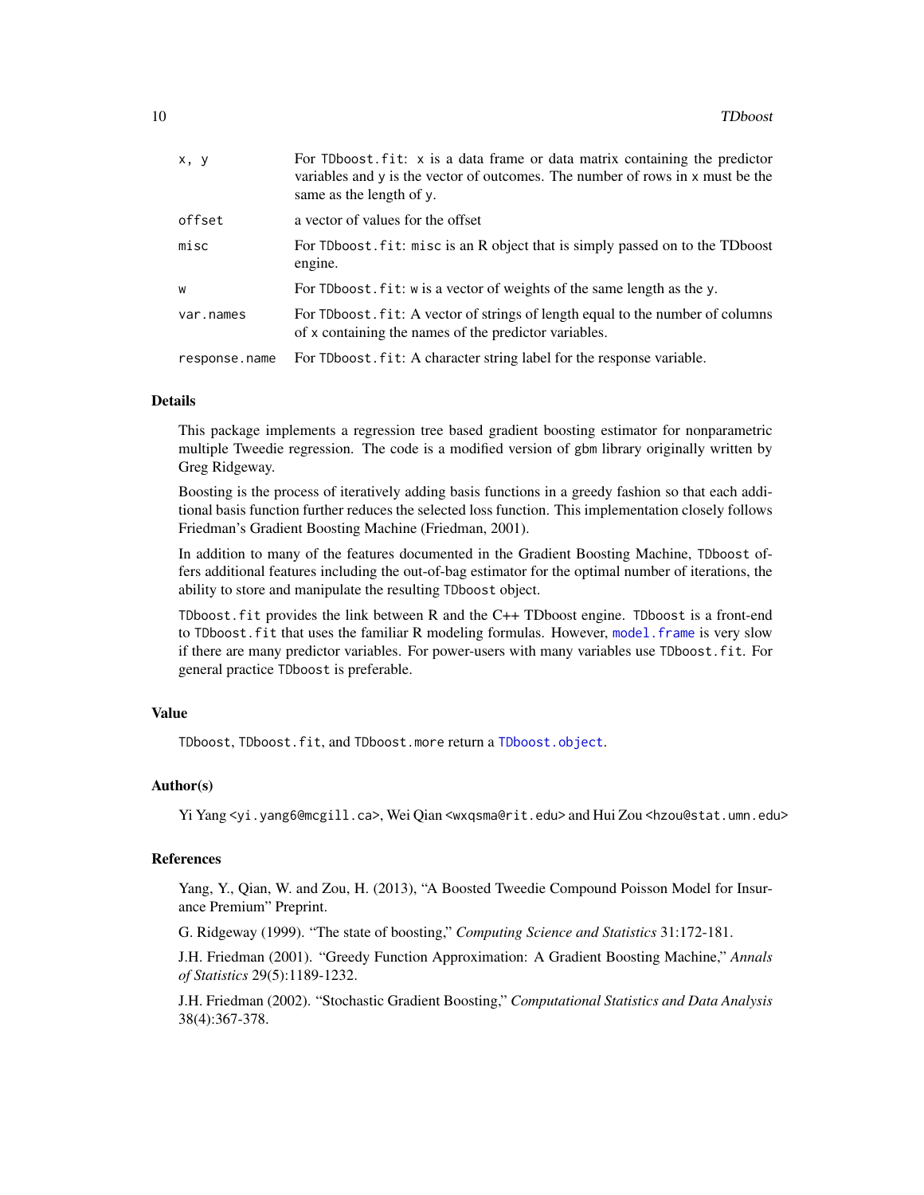| | |
|---|---|
| `x, y` | For `TDboost.fit`: `x` is a data frame or data matrix containing the predictor variables and `y` is the vector of outcomes. The number of rows in `x` must be the same as the length of `y`. |
| `offset` | a vector of values for the offset |
| `misc` | For `TDboost.fit`: `misc` is an R object that is simply passed on to the TDboost engine. |
| `w` | For `TDboost.fit`: `w` is a vector of weights of the same length as the `y`. |
| `var.names` | For `TDboost.fit`: A vector of strings of length equal to the number of columns of `x` containing the names of the predictor variables. |
| `response.name` | For `TDboost.fit`: A character string label for the response variable. |

## Details

This package implements a regression tree based gradient boosting estimator for nonparametric multiple Tweedie regression. The code is a modified version of `gbm` library originally written by Greg Ridgeway.

Boosting is the process of iteratively adding basis functions in a greedy fashion so that each additional basis function further reduces the selected loss function. This implementation closely follows Friedman's Gradient Boosting Machine (Friedman, 2001).

In addition to many of the features documented in the Gradient Boosting Machine, `TDboost` offers additional features including the out-of-bag estimator for the optimal number of iterations, the ability to store and manipulate the resulting `TDboost` object.

`TDboost.fit` provides the link between R and the C++ TDboost engine. `TDboost` is a front-end to `TDboost.fit` that uses the familiar R modeling formulas. However, `model.frame` is very slow if there are many predictor variables. For power-users with many variables use `TDboost.fit`. For general practice `TDboost` is preferable.

## Value

`TDboost`, `TDboost.fit`, and `TDboost.more` return a `TDboost.object`.

## Author(s)

Yi Yang <yi.yang6@mcgill.ca>, Wei Qian <wxqsma@rit.edu> and Hui Zou <hzou@stat.umn.edu>

## References

Yang, Y., Qian, W. and Zou, H. (2013), "A Boosted Tweedie Compound Poisson Model for Insurance Premium" Preprint.

G. Ridgeway (1999). "The state of boosting," *Computing Science and Statistics* 31:172-181.

J.H. Friedman (2001). "Greedy Function Approximation: A Gradient Boosting Machine," *Annals of Statistics* 29(5):1189-1232.

J.H. Friedman (2002). "Stochastic Gradient Boosting," *Computational Statistics and Data Analysis* 38(4):367-378.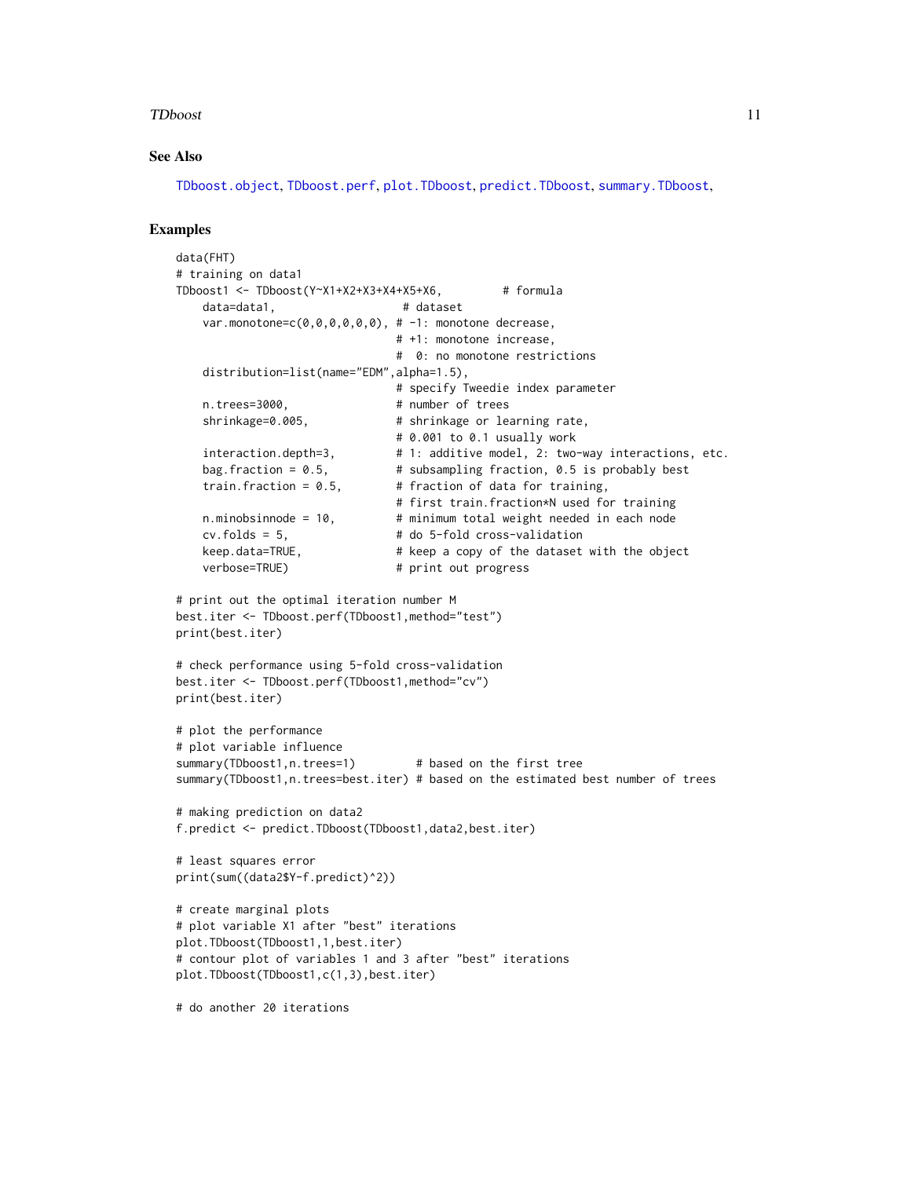## See Also

TDboost.object, TDboost.perf, plot.TDboost, predict.TDboost, summary.TDboost,

## Examples

```
data(FHT)
# training on data1
TDboost1 <- TDboost(Y~X1+X2+X3+X4+X5+X6,         # formula
    data=data1,                   # dataset
    var.monotone=c(0,0,0,0,0,0), # -1: monotone decrease,
                                 # +1: monotone increase,
                                 #  0: no monotone restrictions
    distribution=list(name="EDM",alpha=1.5),
                                 # specify Tweedie index parameter
    n.trees=3000,                # number of trees
    shrinkage=0.005,             # shrinkage or learning rate,
                                 # 0.001 to 0.1 usually work
    interaction.depth=3,         # 1: additive model, 2: two-way interactions, etc.
    bag.fraction = 0.5,          # subsampling fraction, 0.5 is probably best
    train.fraction = 0.5,        # fraction of data for training,
                                 # first train.fraction*N used for training
    n.minobsinnode = 10,         # minimum total weight needed in each node
    cv.folds = 5,                # do 5-fold cross-validation
    keep.data=TRUE,              # keep a copy of the dataset with the object
    verbose=TRUE)                # print out progress

# print out the optimal iteration number M
best.iter <- TDboost.perf(TDboost1,method="test")
print(best.iter)

# check performance using 5-fold cross-validation
best.iter <- TDboost.perf(TDboost1,method="cv")
print(best.iter)

# plot the performance
# plot variable influence
summary(TDboost1,n.trees=1)         # based on the first tree
summary(TDboost1,n.trees=best.iter) # based on the estimated best number of trees

# making prediction on data2
f.predict <- predict.TDboost(TDboost1,data2,best.iter)

# least squares error
print(sum((data2$Y-f.predict)^2))

# create marginal plots
# plot variable X1 after "best" iterations
plot.TDboost(TDboost1,1,best.iter)
# contour plot of variables 1 and 3 after "best" iterations
plot.TDboost(TDboost1,c(1,3),best.iter)

# do another 20 iterations
```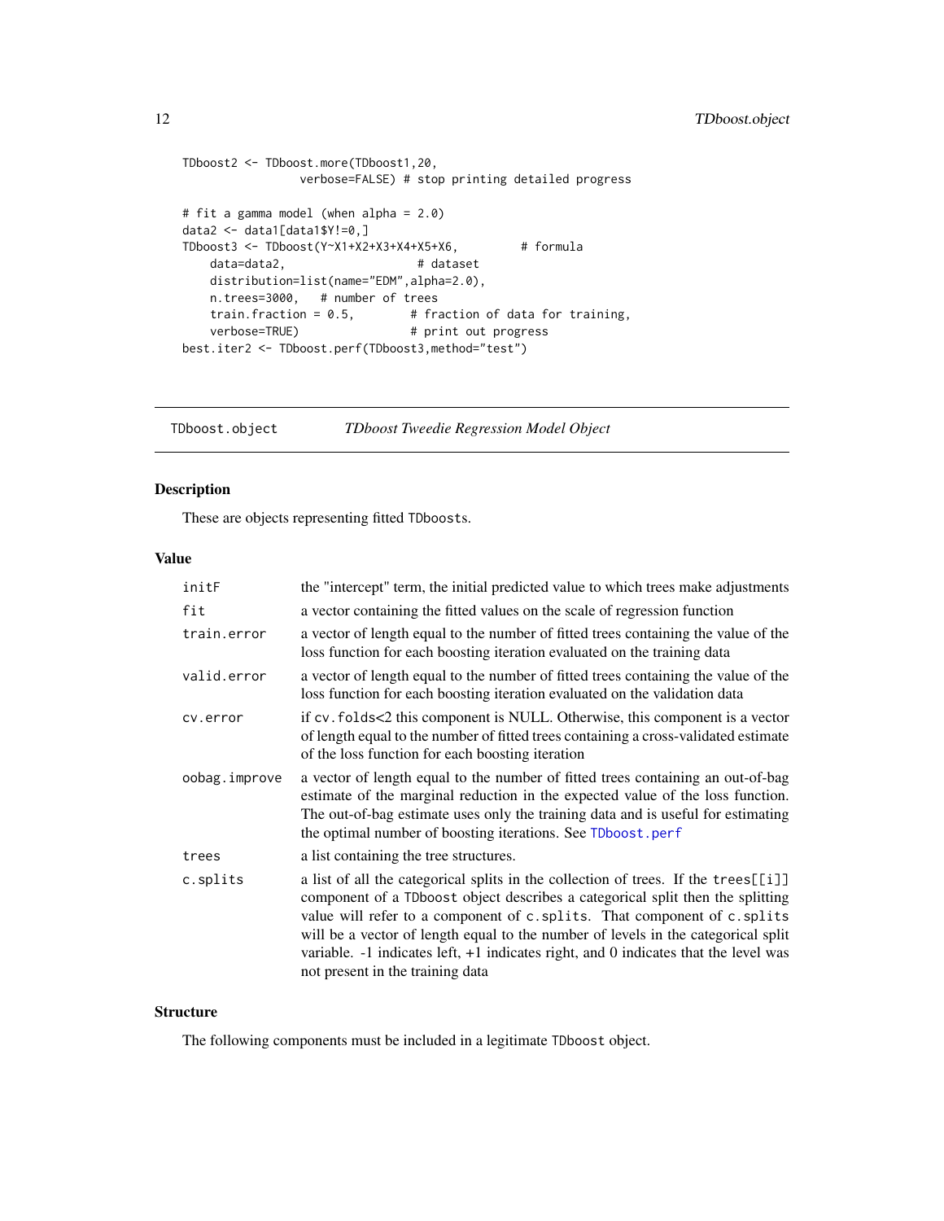```
TDboost2 <- TDboost.more(TDboost1,20,
               verbose=FALSE) # stop printing detailed progress

# fit a gamma model (when alpha = 2.0)
data2 <- data1[data1$Y!=0,]
TDboost3 <- TDboost(Y~X1+X2+X3+X4+X5+X6,         # formula
    data=data2,                   # dataset
    distribution=list(name="EDM",alpha=2.0),
    n.trees=3000,   # number of trees
    train.fraction = 0.5,        # fraction of data for training,
    verbose=TRUE)                # print out progress
best.iter2 <- TDboost.perf(TDboost3,method="test")
```

---

`TDboost.object` *TDboost Tweedie Regression Model Object*

---

## Description

These are objects representing fitted TDboosts.

## Value

| | |
|---|---|
| initF | the "intercept" term, the initial predicted value to which trees make adjustments |
| fit | a vector containing the fitted values on the scale of regression function |
| train.error | a vector of length equal to the number of fitted trees containing the value of the loss function for each boosting iteration evaluated on the training data |
| valid.error | a vector of length equal to the number of fitted trees containing the value of the loss function for each boosting iteration evaluated on the validation data |
| cv.error | if cv.folds<2 this component is NULL. Otherwise, this component is a vector of length equal to the number of fitted trees containing a cross-validated estimate of the loss function for each boosting iteration |
| oobag.improve | a vector of length equal to the number of fitted trees containing an out-of-bag estimate of the marginal reduction in the expected value of the loss function. The out-of-bag estimate uses only the training data and is useful for estimating the optimal number of boosting iterations. See TDboost.perf |
| trees | a list containing the tree structures. |
| c.splits | a list of all the categorical splits in the collection of trees. If the trees[[i]] component of a TDboost object describes a categorical split then the splitting value will refer to a component of c.splits. That component of c.splits will be a vector of length equal to the number of levels in the categorical split variable. -1 indicates left, +1 indicates right, and 0 indicates that the level was not present in the training data |

## Structure

The following components must be included in a legitimate TDboost object.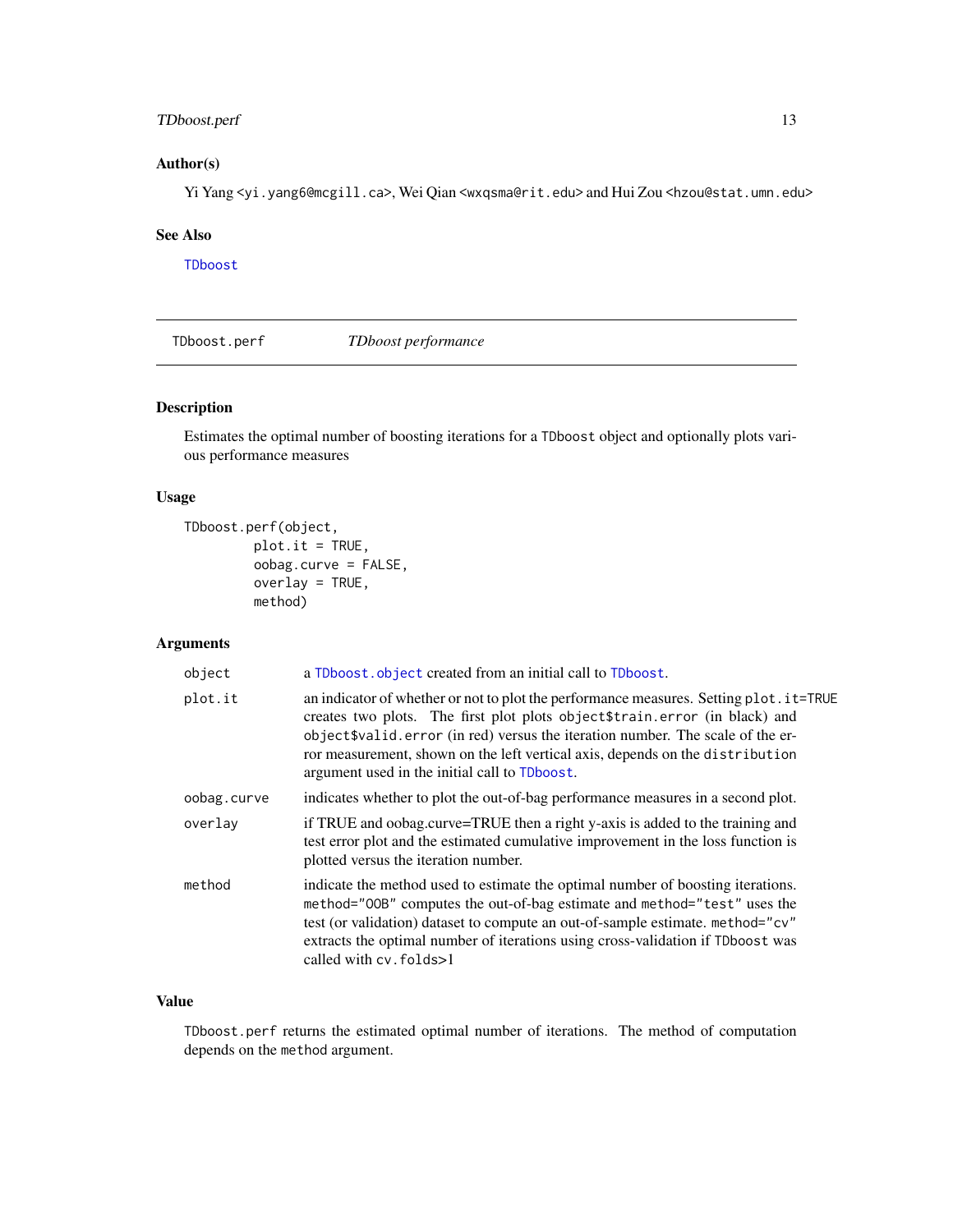### Author(s)

Yi Yang <yi.yang6@mcgill.ca>, Wei Qian <wxqsma@rit.edu> and Hui Zou <hzou@stat.umn.edu>

### See Also

TDboost

---

## TDboost.perf *TDboost performance*

---

### Description

Estimates the optimal number of boosting iterations for a TDboost object and optionally plots various performance measures

### Usage

```
TDboost.perf(object,
        plot.it = TRUE,
        oobag.curve = FALSE,
        overlay = TRUE,
        method)
```

### Arguments

| | |
|---|---|
| object | a TDboost.object created from an initial call to TDboost. |
| plot.it | an indicator of whether or not to plot the performance measures. Setting plot.it=TRUE creates two plots. The first plot plots object$train.error (in black) and object$valid.error (in red) versus the iteration number. The scale of the error measurement, shown on the left vertical axis, depends on the distribution argument used in the initial call to TDboost. |
| oobag.curve | indicates whether to plot the out-of-bag performance measures in a second plot. |
| overlay | if TRUE and oobag.curve=TRUE then a right y-axis is added to the training and test error plot and the estimated cumulative improvement in the loss function is plotted versus the iteration number. |
| method | indicate the method used to estimate the optimal number of boosting iterations. method="OOB" computes the out-of-bag estimate and method="test" uses the test (or validation) dataset to compute an out-of-sample estimate. method="cv" extracts the optimal number of iterations using cross-validation if TDboost was called with cv.folds>1 |

### Value

TDboost.perf returns the estimated optimal number of iterations. The method of computation depends on the method argument.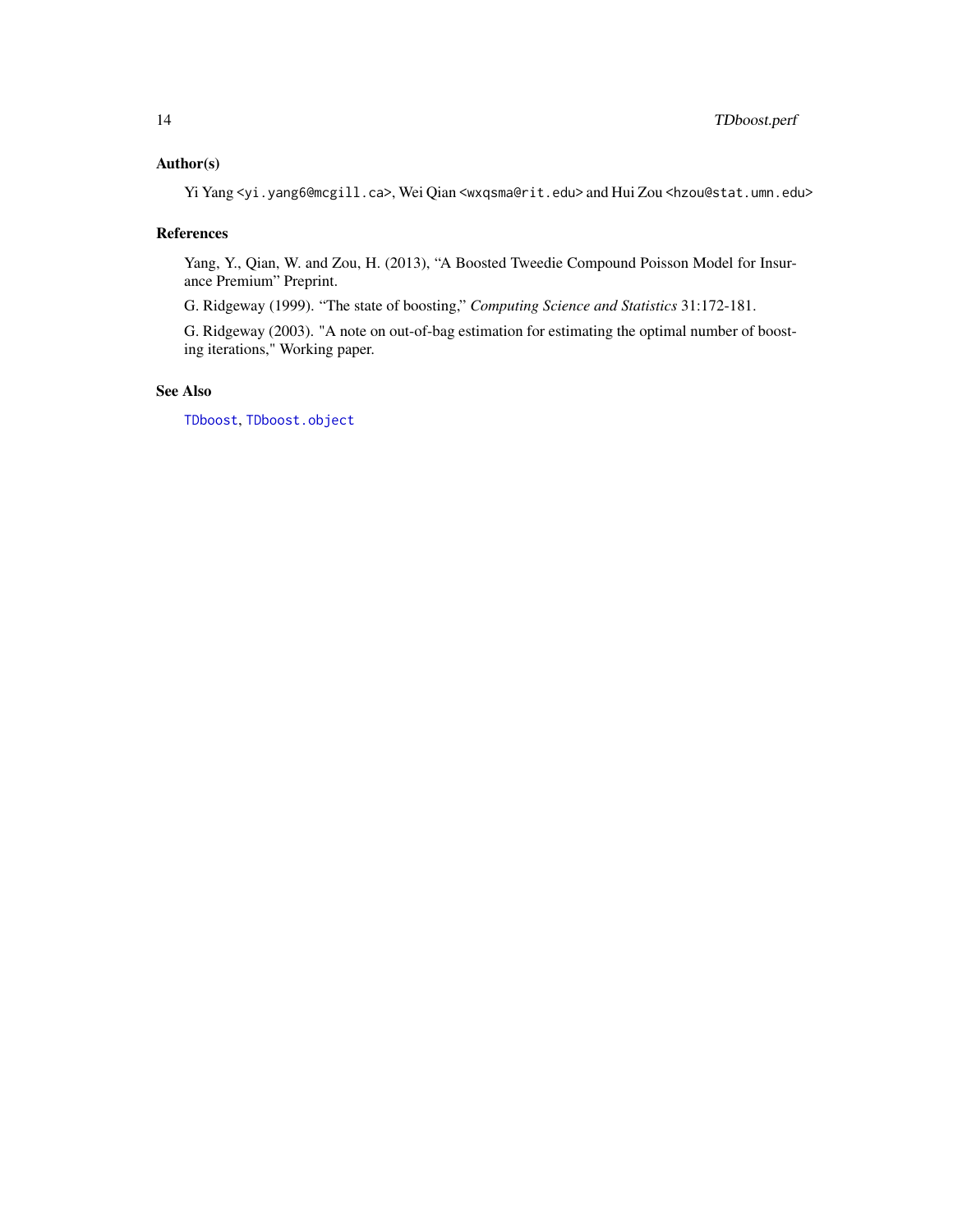## Author(s)

Yi Yang <yi.yang6@mcgill.ca>, Wei Qian <wxqsma@rit.edu> and Hui Zou <hzou@stat.umn.edu>

## References

Yang, Y., Qian, W. and Zou, H. (2013), "A Boosted Tweedie Compound Poisson Model for Insurance Premium" Preprint.

G. Ridgeway (1999). "The state of boosting," *Computing Science and Statistics* 31:172-181.

G. Ridgeway (2003). "A note on out-of-bag estimation for estimating the optimal number of boosting iterations," Working paper.

## See Also

`TDboost`, `TDboost.object`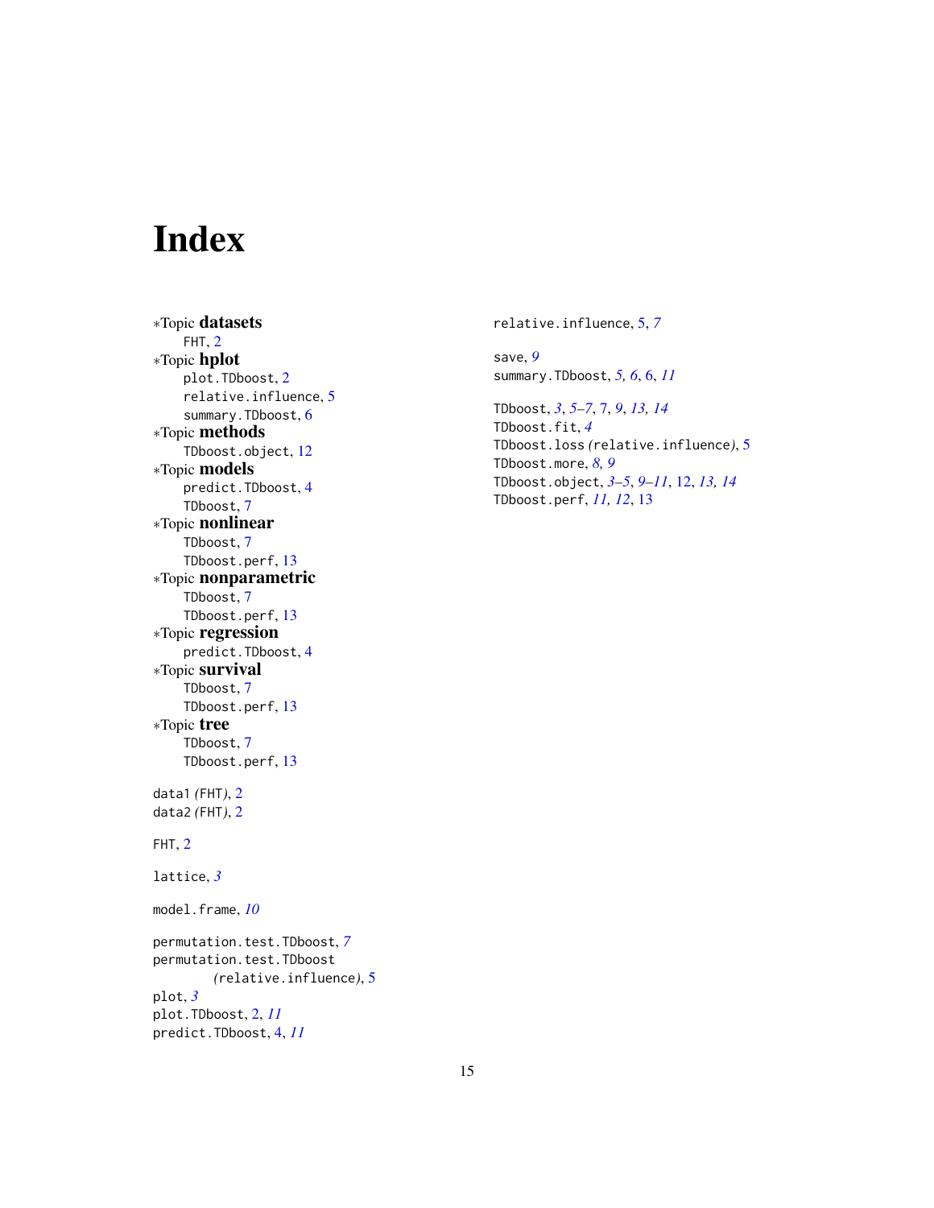# Index

*Topic **datasets**
FHT, 2
*Topic **hplot**
plot.TDboost, 2
relative.influence, 5
summary.TDboost, 6
*Topic **methods**
TDboost.object, 12
*Topic **models**
predict.TDboost, 4
TDboost, 7
*Topic **nonlinear**
TDboost, 7
TDboost.perf, 13
*Topic **nonparametric**
TDboost, 7
TDboost.perf, 13
*Topic **regression**
predict.TDboost, 4
*Topic **survival**
TDboost, 7
TDboost.perf, 13
*Topic **tree**
TDboost, 7
TDboost.perf, 13

data1 *(*FHT*)*, 2
data2 *(*FHT*)*, 2

FHT, 2

lattice, *3*

model.frame, *10*

permutation.test.TDboost, *7*
permutation.test.TDboost *(*relative.influence*)*, 5
plot, *3*
plot.TDboost, 2, *11*
predict.TDboost, 4, *11*

relative.influence, 5, *7*

save, *9*
summary.TDboost, *5, 6*, 6, *11*

TDboost, *3*, *5–7*, 7, *9*, *13, 14*
TDboost.fit, *4*
TDboost.loss *(*relative.influence*)*, 5
TDboost.more, *8, 9*
TDboost.object, *3–5*, *9–11*, 12, *13, 14*
TDboost.perf, *11, 12*, 13